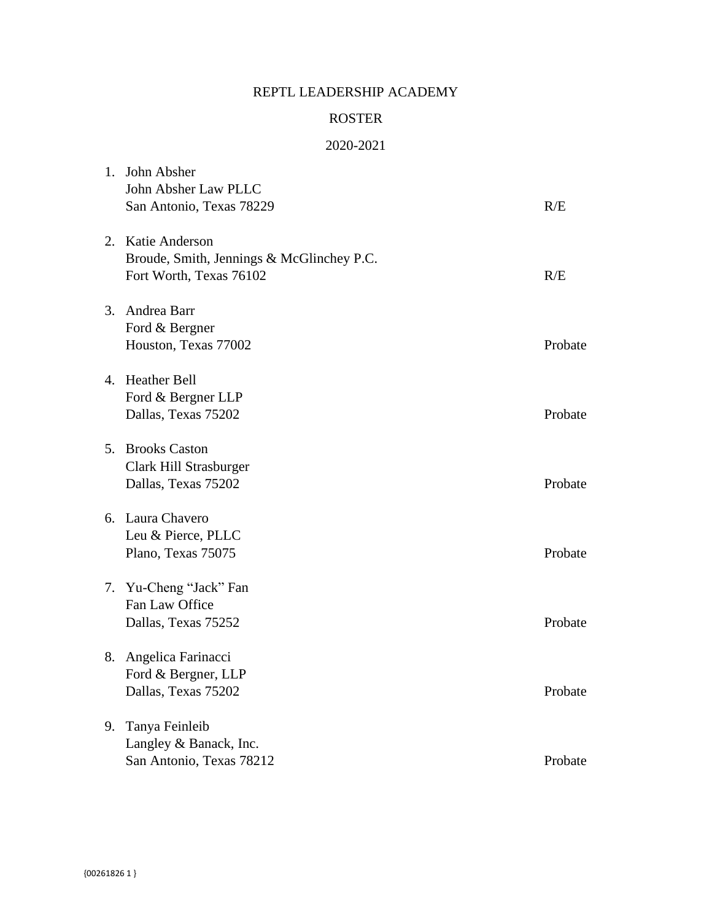# REPTL LEADERSHIP ACADEMY

## ROSTER

## 2020-2021

1. John Absher
   John Absher Law PLLC
   San Antonio, Texas 78229 — R/E

2. Katie Anderson
   Broude, Smith, Jennings & McGlinchey P.C.
   Fort Worth, Texas 76102 — R/E

3. Andrea Barr
   Ford & Bergner
   Houston, Texas 77002 — Probate

4. Heather Bell
   Ford & Bergner LLP
   Dallas, Texas 75202 — Probate

5. Brooks Caston
   Clark Hill Strasburger
   Dallas, Texas 75202 — Probate

6. Laura Chavero
   Leu & Pierce, PLLC
   Plano, Texas 75075 — Probate

7. Yu-Cheng "Jack" Fan
   Fan Law Office
   Dallas, Texas 75252 — Probate

8. Angelica Farinacci
   Ford & Bergner, LLP
   Dallas, Texas 75202 — Probate

9. Tanya Feinleib
   Langley & Banack, Inc.
   San Antonio, Texas 78212 — Probate

{00261826 1 }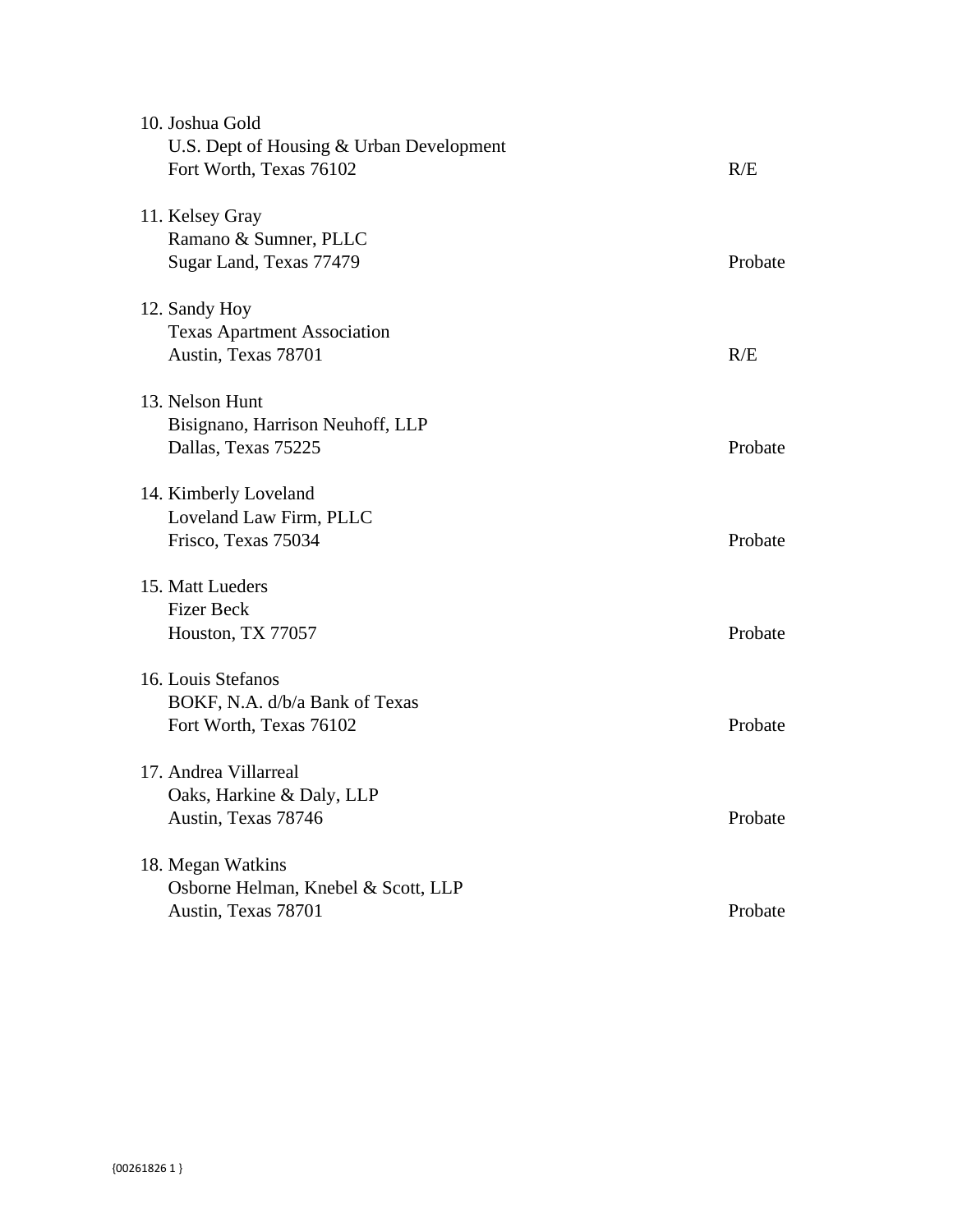10. Joshua Gold
    U.S. Dept of Housing & Urban Development
    Fort Worth, Texas 76102 — R/E

11. Kelsey Gray
    Ramano & Sumner, PLLC
    Sugar Land, Texas 77479 — Probate

12. Sandy Hoy
    Texas Apartment Association
    Austin, Texas 78701 — R/E

13. Nelson Hunt
    Bisignano, Harrison Neuhoff, LLP
    Dallas, Texas 75225 — Probate

14. Kimberly Loveland
    Loveland Law Firm, PLLC
    Frisco, Texas 75034 — Probate

15. Matt Lueders
    Fizer Beck
    Houston, TX 77057 — Probate

16. Louis Stefanos
    BOKF, N.A. d/b/a Bank of Texas
    Fort Worth, Texas 76102 — Probate

17. Andrea Villarreal
    Oaks, Harkine & Daly, LLP
    Austin, Texas 78746 — Probate

18. Megan Watkins
    Osborne Helman, Knebel & Scott, LLP
    Austin, Texas 78701 — Probate

{00261826 1 }